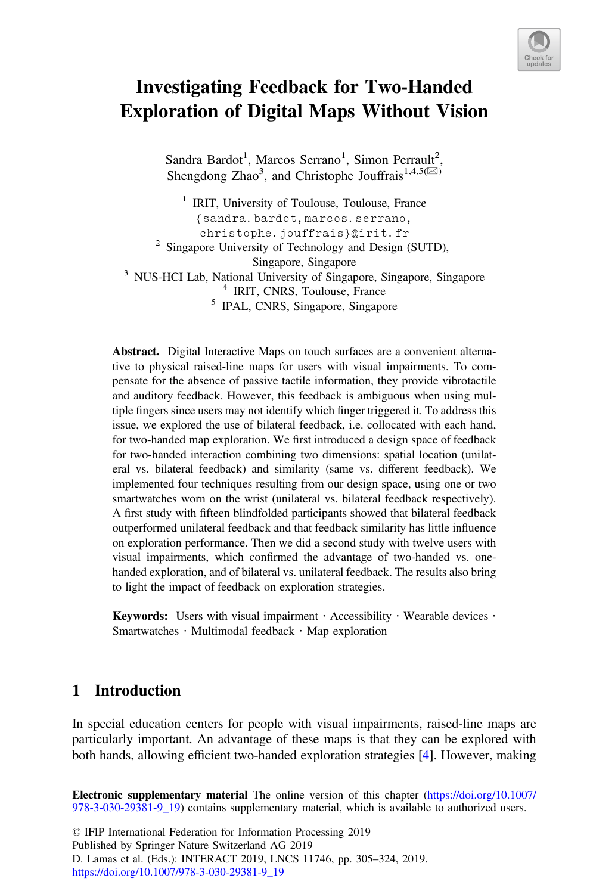# Investigating Feedback for Two-Handed Exploration of Digital Maps Without Vision

Sandra Bardot[1], Marcos Serrano[1], Simon Perrault[2], Shengdong Zhao[3], and Christophe Jouffrais[1,4,5(✉)]

[1] IRIT, University of Toulouse, Toulouse, France
{sandra.bardot,marcos.serrano,christophe.jouffrais}@irit.fr
[2] Singapore University of Technology and Design (SUTD), Singapore, Singapore
[3] NUS-HCI Lab, National University of Singapore, Singapore, Singapore
[4] IRIT, CNRS, Toulouse, France
[5] IPAL, CNRS, Singapore, Singapore

**Abstract.** Digital Interactive Maps on touch surfaces are a convenient alternative to physical raised-line maps for users with visual impairments. To compensate for the absence of passive tactile information, they provide vibrotactile and auditory feedback. However, this feedback is ambiguous when using multiple fingers since users may not identify which finger triggered it. To address this issue, we explored the use of bilateral feedback, i.e. collocated with each hand, for two-handed map exploration. We first introduced a design space of feedback for two-handed interaction combining two dimensions: spatial location (unilateral vs. bilateral feedback) and similarity (same vs. different feedback). We implemented four techniques resulting from our design space, using one or two smartwatches worn on the wrist (unilateral vs. bilateral feedback respectively). A first study with fifteen blindfolded participants showed that bilateral feedback outperformed unilateral feedback and that feedback similarity has little influence on exploration performance. Then we did a second study with twelve users with visual impairments, which confirmed the advantage of two-handed vs. one-handed exploration, and of bilateral vs. unilateral feedback. The results also bring to light the impact of feedback on exploration strategies.

**Keywords:** Users with visual impairment · Accessibility · Wearable devices · Smartwatches · Multimodal feedback · Map exploration

## 1 Introduction

In special education centers for people with visual impairments, raised-line maps are particularly important. An advantage of these maps is that they can be explored with both hands, allowing efficient two-handed exploration strategies [4]. However, making

**Electronic supplementary material** The online version of this chapter (https://doi.org/10.1007/978-3-030-29381-9_19) contains supplementary material, which is available to authorized users.

© IFIP International Federation for Information Processing 2019
Published by Springer Nature Switzerland AG 2019
D. Lamas et al. (Eds.): INTERACT 2019, LNCS 11746, pp. 305–324, 2019.
https://doi.org/10.1007/978-3-030-29381-9_19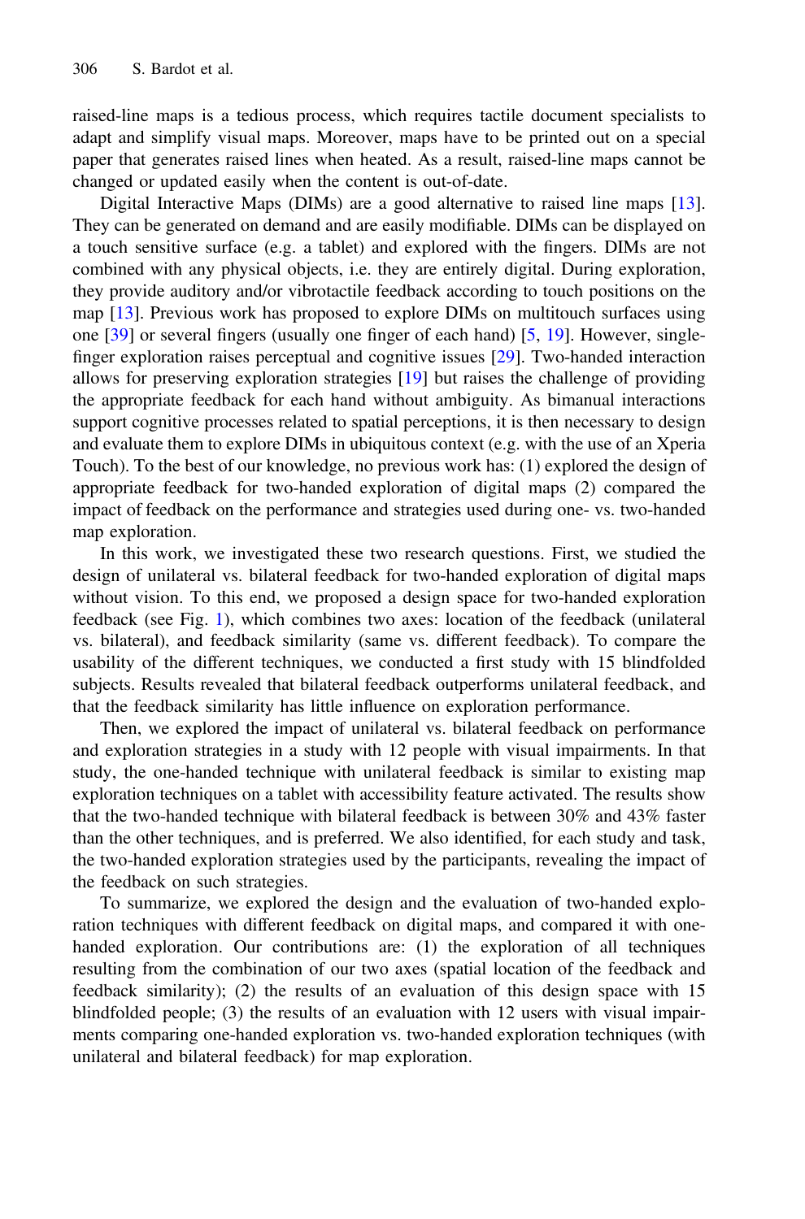raised-line maps is a tedious process, which requires tactile document specialists to adapt and simplify visual maps. Moreover, maps have to be printed out on a special paper that generates raised lines when heated. As a result, raised-line maps cannot be changed or updated easily when the content is out-of-date.

Digital Interactive Maps (DIMs) are a good alternative to raised line maps [13]. They can be generated on demand and are easily modifiable. DIMs can be displayed on a touch sensitive surface (e.g. a tablet) and explored with the fingers. DIMs are not combined with any physical objects, i.e. they are entirely digital. During exploration, they provide auditory and/or vibrotactile feedback according to touch positions on the map [13]. Previous work has proposed to explore DIMs on multitouch surfaces using one [39] or several fingers (usually one finger of each hand) [5, 19]. However, single-finger exploration raises perceptual and cognitive issues [29]. Two-handed interaction allows for preserving exploration strategies [19] but raises the challenge of providing the appropriate feedback for each hand without ambiguity. As bimanual interactions support cognitive processes related to spatial perceptions, it is then necessary to design and evaluate them to explore DIMs in ubiquitous context (e.g. with the use of an Xperia Touch). To the best of our knowledge, no previous work has: (1) explored the design of appropriate feedback for two-handed exploration of digital maps (2) compared the impact of feedback on the performance and strategies used during one- vs. two-handed map exploration.

In this work, we investigated these two research questions. First, we studied the design of unilateral vs. bilateral feedback for two-handed exploration of digital maps without vision. To this end, we proposed a design space for two-handed exploration feedback (see Fig. 1), which combines two axes: location of the feedback (unilateral vs. bilateral), and feedback similarity (same vs. different feedback). To compare the usability of the different techniques, we conducted a first study with 15 blindfolded subjects. Results revealed that bilateral feedback outperforms unilateral feedback, and that the feedback similarity has little influence on exploration performance.

Then, we explored the impact of unilateral vs. bilateral feedback on performance and exploration strategies in a study with 12 people with visual impairments. In that study, the one-handed technique with unilateral feedback is similar to existing map exploration techniques on a tablet with accessibility feature activated. The results show that the two-handed technique with bilateral feedback is between 30% and 43% faster than the other techniques, and is preferred. We also identified, for each study and task, the two-handed exploration strategies used by the participants, revealing the impact of the feedback on such strategies.

To summarize, we explored the design and the evaluation of two-handed exploration techniques with different feedback on digital maps, and compared it with one-handed exploration. Our contributions are: (1) the exploration of all techniques resulting from the combination of our two axes (spatial location of the feedback and feedback similarity); (2) the results of an evaluation of this design space with 15 blindfolded people; (3) the results of an evaluation with 12 users with visual impairments comparing one-handed exploration vs. two-handed exploration techniques (with unilateral and bilateral feedback) for map exploration.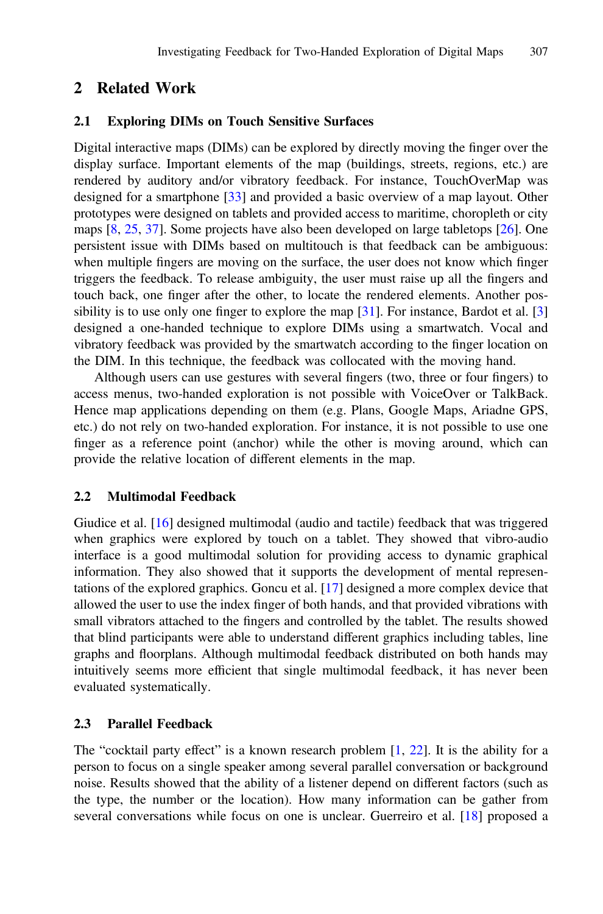## 2 Related Work

### 2.1 Exploring DIMs on Touch Sensitive Surfaces

Digital interactive maps (DIMs) can be explored by directly moving the finger over the display surface. Important elements of the map (buildings, streets, regions, etc.) are rendered by auditory and/or vibratory feedback. For instance, TouchOverMap was designed for a smartphone [33] and provided a basic overview of a map layout. Other prototypes were designed on tablets and provided access to maritime, choropleth or city maps [8, 25, 37]. Some projects have also been developed on large tabletops [26]. One persistent issue with DIMs based on multitouch is that feedback can be ambiguous: when multiple fingers are moving on the surface, the user does not know which finger triggers the feedback. To release ambiguity, the user must raise up all the fingers and touch back, one finger after the other, to locate the rendered elements. Another possibility is to use only one finger to explore the map [31]. For instance, Bardot et al. [3] designed a one-handed technique to explore DIMs using a smartwatch. Vocal and vibratory feedback was provided by the smartwatch according to the finger location on the DIM. In this technique, the feedback was collocated with the moving hand.

Although users can use gestures with several fingers (two, three or four fingers) to access menus, two-handed exploration is not possible with VoiceOver or TalkBack. Hence map applications depending on them (e.g. Plans, Google Maps, Ariadne GPS, etc.) do not rely on two-handed exploration. For instance, it is not possible to use one finger as a reference point (anchor) while the other is moving around, which can provide the relative location of different elements in the map.

### 2.2 Multimodal Feedback

Giudice et al. [16] designed multimodal (audio and tactile) feedback that was triggered when graphics were explored by touch on a tablet. They showed that vibro-audio interface is a good multimodal solution for providing access to dynamic graphical information. They also showed that it supports the development of mental representations of the explored graphics. Goncu et al. [17] designed a more complex device that allowed the user to use the index finger of both hands, and that provided vibrations with small vibrators attached to the fingers and controlled by the tablet. The results showed that blind participants were able to understand different graphics including tables, line graphs and floorplans. Although multimodal feedback distributed on both hands may intuitively seems more efficient that single multimodal feedback, it has never been evaluated systematically.

### 2.3 Parallel Feedback

The "cocktail party effect" is a known research problem [1, 22]. It is the ability for a person to focus on a single speaker among several parallel conversation or background noise. Results showed that the ability of a listener depend on different factors (such as the type, the number or the location). How many information can be gather from several conversations while focus on one is unclear. Guerreiro et al. [18] proposed a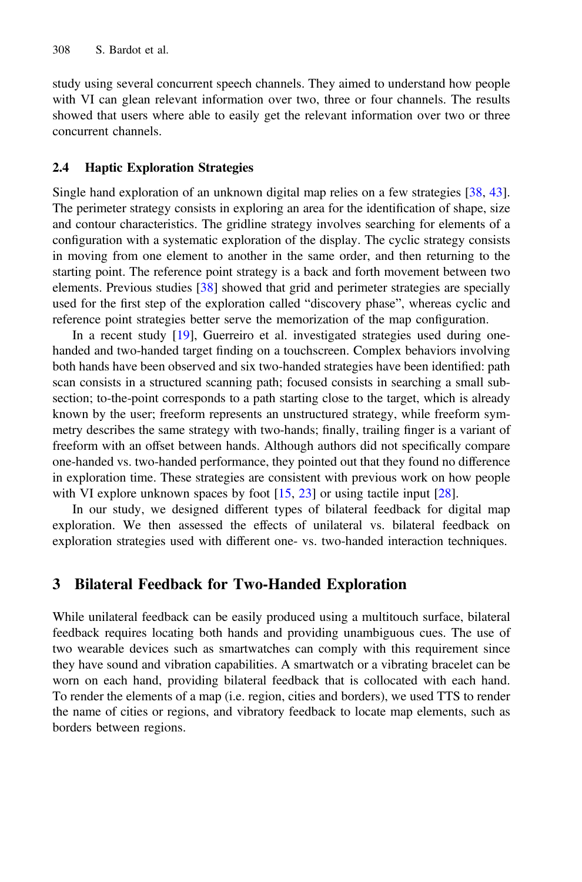study using several concurrent speech channels. They aimed to understand how people with VI can glean relevant information over two, three or four channels. The results showed that users where able to easily get the relevant information over two or three concurrent channels.

### 2.4 Haptic Exploration Strategies

Single hand exploration of an unknown digital map relies on a few strategies [38, 43]. The perimeter strategy consists in exploring an area for the identification of shape, size and contour characteristics. The gridline strategy involves searching for elements of a configuration with a systematic exploration of the display. The cyclic strategy consists in moving from one element to another in the same order, and then returning to the starting point. The reference point strategy is a back and forth movement between two elements. Previous studies [38] showed that grid and perimeter strategies are specially used for the first step of the exploration called "discovery phase", whereas cyclic and reference point strategies better serve the memorization of the map configuration.

In a recent study [19], Guerreiro et al. investigated strategies used during one-handed and two-handed target finding on a touchscreen. Complex behaviors involving both hands have been observed and six two-handed strategies have been identified: path scan consists in a structured scanning path; focused consists in searching a small sub-section; to-the-point corresponds to a path starting close to the target, which is already known by the user; freeform represents an unstructured strategy, while freeform symmetry describes the same strategy with two-hands; finally, trailing finger is a variant of freeform with an offset between hands. Although authors did not specifically compare one-handed vs. two-handed performance, they pointed out that they found no difference in exploration time. These strategies are consistent with previous work on how people with VI explore unknown spaces by foot [15, 23] or using tactile input [28].

In our study, we designed different types of bilateral feedback for digital map exploration. We then assessed the effects of unilateral vs. bilateral feedback on exploration strategies used with different one- vs. two-handed interaction techniques.

## 3 Bilateral Feedback for Two-Handed Exploration

While unilateral feedback can be easily produced using a multitouch surface, bilateral feedback requires locating both hands and providing unambiguous cues. The use of two wearable devices such as smartwatches can comply with this requirement since they have sound and vibration capabilities. A smartwatch or a vibrating bracelet can be worn on each hand, providing bilateral feedback that is collocated with each hand. To render the elements of a map (i.e. region, cities and borders), we used TTS to render the name of cities or regions, and vibratory feedback to locate map elements, such as borders between regions.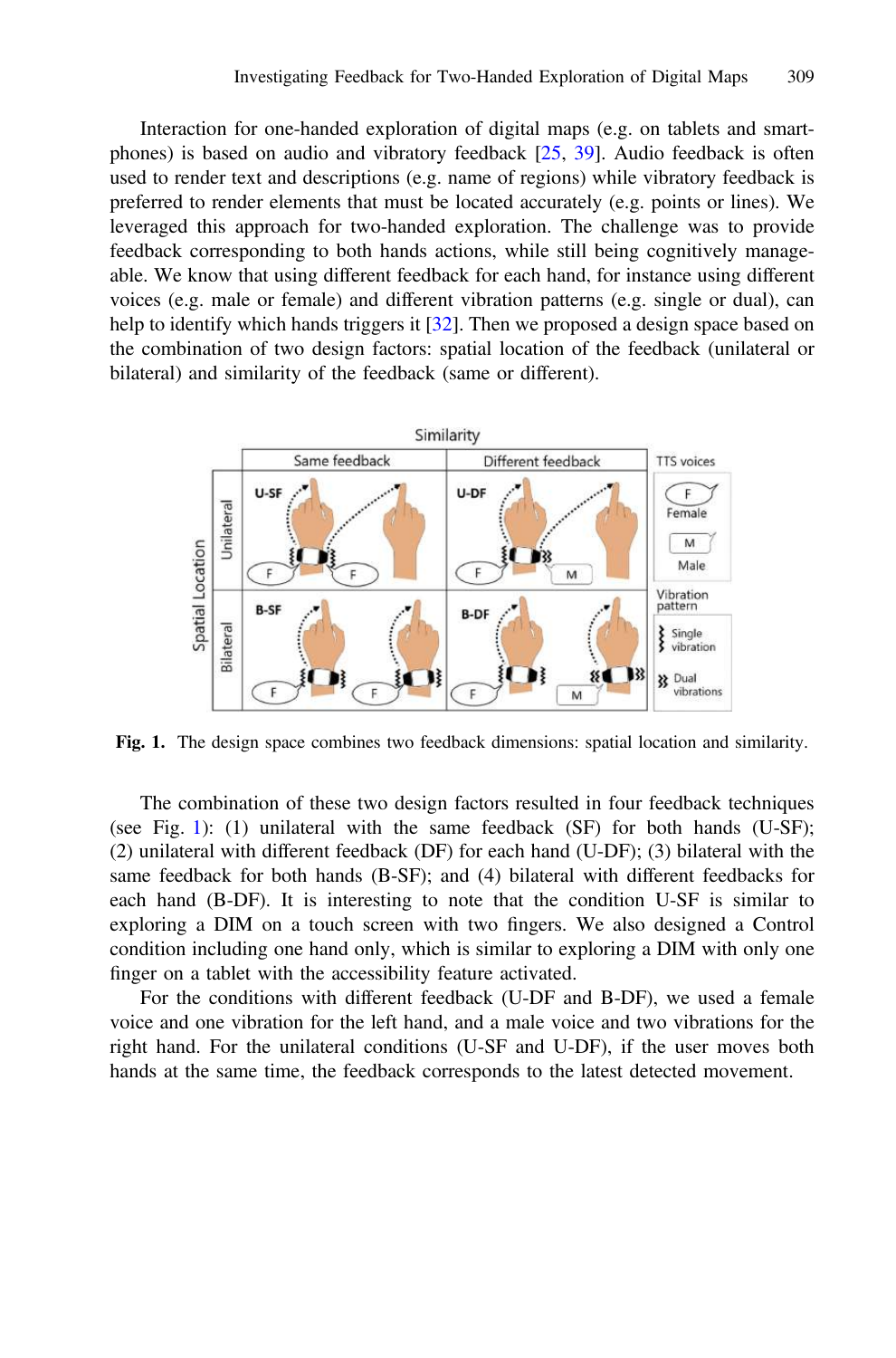Interaction for one-handed exploration of digital maps (e.g. on tablets and smartphones) is based on audio and vibratory feedback [25, 39]. Audio feedback is often used to render text and descriptions (e.g. name of regions) while vibratory feedback is preferred to render elements that must be located accurately (e.g. points or lines). We leveraged this approach for two-handed exploration. The challenge was to provide feedback corresponding to both hands actions, while still being cognitively manageable. We know that using different feedback for each hand, for instance using different voices (e.g. male or female) and different vibration patterns (e.g. single or dual), can help to identify which hands triggers it [32]. Then we proposed a design space based on the combination of two design factors: spatial location of the feedback (unilateral or bilateral) and similarity of the feedback (same or different).

**Fig. 1.** The design space combines two feedback dimensions: spatial location and similarity.

The combination of these two design factors resulted in four feedback techniques (see Fig. 1): (1) unilateral with the same feedback (SF) for both hands (U-SF); (2) unilateral with different feedback (DF) for each hand (U-DF); (3) bilateral with the same feedback for both hands (B-SF); and (4) bilateral with different feedbacks for each hand (B-DF). It is interesting to note that the condition U-SF is similar to exploring a DIM on a touch screen with two fingers. We also designed a Control condition including one hand only, which is similar to exploring a DIM with only one finger on a tablet with the accessibility feature activated.

For the conditions with different feedback (U-DF and B-DF), we used a female voice and one vibration for the left hand, and a male voice and two vibrations for the right hand. For the unilateral conditions (U-SF and U-DF), if the user moves both hands at the same time, the feedback corresponds to the latest detected movement.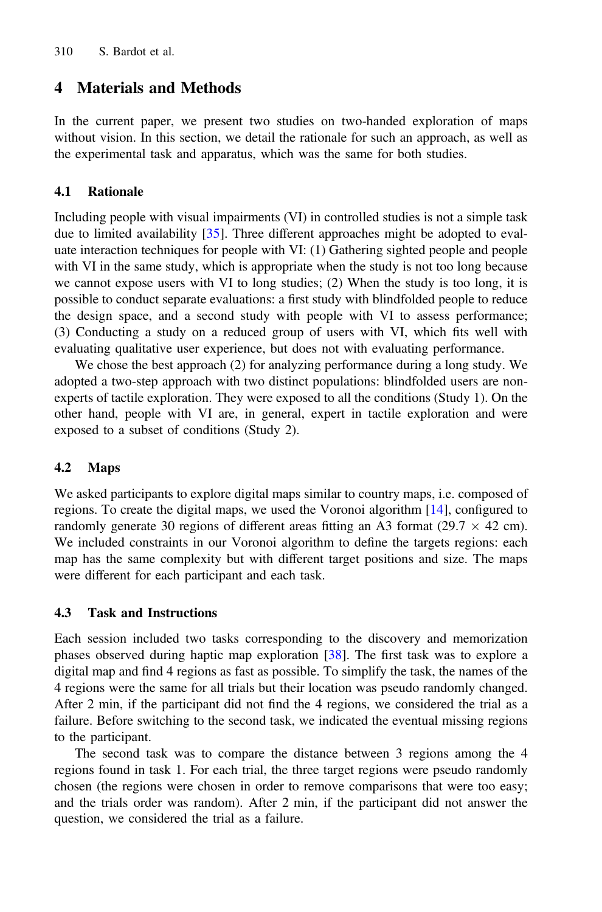## 4 Materials and Methods

In the current paper, we present two studies on two-handed exploration of maps without vision. In this section, we detail the rationale for such an approach, as well as the experimental task and apparatus, which was the same for both studies.

### 4.1 Rationale

Including people with visual impairments (VI) in controlled studies is not a simple task due to limited availability [35]. Three different approaches might be adopted to evaluate interaction techniques for people with VI: (1) Gathering sighted people and people with VI in the same study, which is appropriate when the study is not too long because we cannot expose users with VI to long studies; (2) When the study is too long, it is possible to conduct separate evaluations: a first study with blindfolded people to reduce the design space, and a second study with people with VI to assess performance; (3) Conducting a study on a reduced group of users with VI, which fits well with evaluating qualitative user experience, but does not with evaluating performance.

We chose the best approach (2) for analyzing performance during a long study. We adopted a two-step approach with two distinct populations: blindfolded users are non-experts of tactile exploration. They were exposed to all the conditions (Study 1). On the other hand, people with VI are, in general, expert in tactile exploration and were exposed to a subset of conditions (Study 2).

### 4.2 Maps

We asked participants to explore digital maps similar to country maps, i.e. composed of regions. To create the digital maps, we used the Voronoi algorithm [14], configured to randomly generate 30 regions of different areas fitting an A3 format ($29.7 \times 42$ cm). We included constraints in our Voronoi algorithm to define the targets regions: each map has the same complexity but with different target positions and size. The maps were different for each participant and each task.

### 4.3 Task and Instructions

Each session included two tasks corresponding to the discovery and memorization phases observed during haptic map exploration [38]. The first task was to explore a digital map and find 4 regions as fast as possible. To simplify the task, the names of the 4 regions were the same for all trials but their location was pseudo randomly changed. After 2 min, if the participant did not find the 4 regions, we considered the trial as a failure. Before switching to the second task, we indicated the eventual missing regions to the participant.

The second task was to compare the distance between 3 regions among the 4 regions found in task 1. For each trial, the three target regions were pseudo randomly chosen (the regions were chosen in order to remove comparisons that were too easy; and the trials order was random). After 2 min, if the participant did not answer the question, we considered the trial as a failure.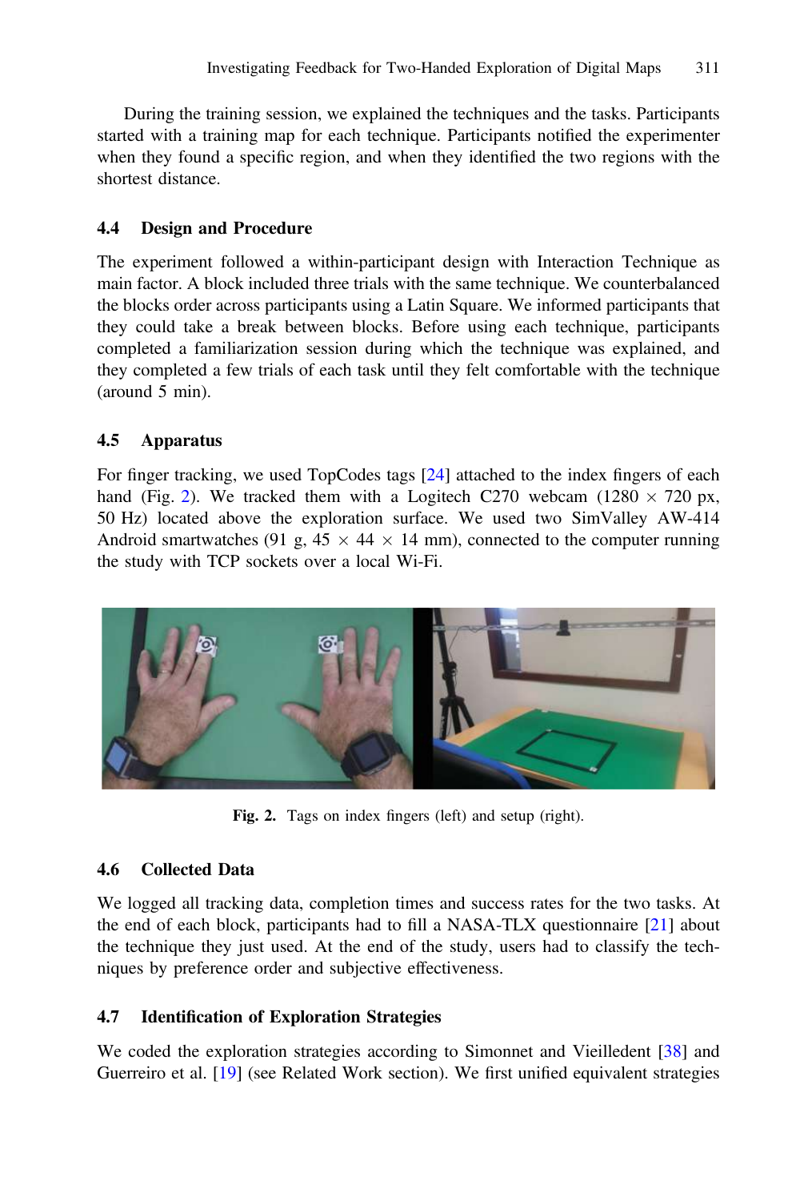During the training session, we explained the techniques and the tasks. Participants started with a training map for each technique. Participants notified the experimenter when they found a specific region, and when they identified the two regions with the shortest distance.

### 4.4 Design and Procedure

The experiment followed a within-participant design with Interaction Technique as main factor. A block included three trials with the same technique. We counterbalanced the blocks order across participants using a Latin Square. We informed participants that they could take a break between blocks. Before using each technique, participants completed a familiarization session during which the technique was explained, and they completed a few trials of each task until they felt comfortable with the technique (around 5 min).

### 4.5 Apparatus

For finger tracking, we used TopCodes tags [24] attached to the index fingers of each hand (Fig. 2). We tracked them with a Logitech C270 webcam (1280 × 720 px, 50 Hz) located above the exploration surface. We used two SimValley AW-414 Android smartwatches (91 g, 45 × 44 × 14 mm), connected to the computer running the study with TCP sockets over a local Wi-Fi.

**Fig. 2.** Tags on index fingers (left) and setup (right).

### 4.6 Collected Data

We logged all tracking data, completion times and success rates for the two tasks. At the end of each block, participants had to fill a NASA-TLX questionnaire [21] about the technique they just used. At the end of the study, users had to classify the techniques by preference order and subjective effectiveness.

### 4.7 Identification of Exploration Strategies

We coded the exploration strategies according to Simonnet and Vieilledent [38] and Guerreiro et al. [19] (see Related Work section). We first unified equivalent strategies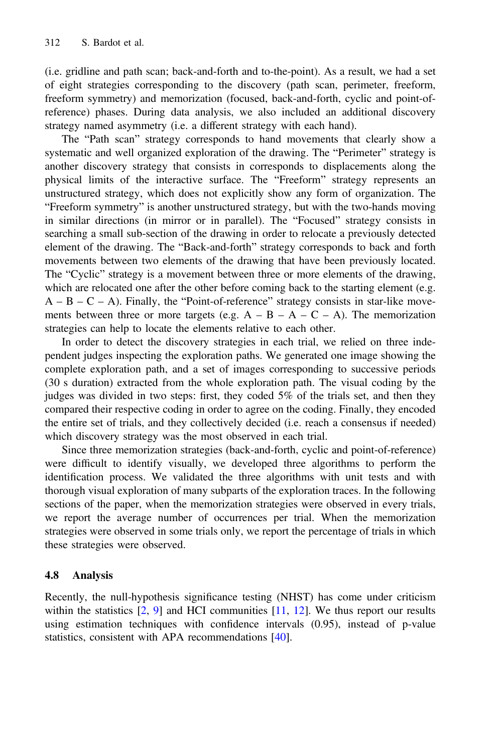(i.e. gridline and path scan; back-and-forth and to-the-point). As a result, we had a set of eight strategies corresponding to the discovery (path scan, perimeter, freeform, freeform symmetry) and memorization (focused, back-and-forth, cyclic and point-of-reference) phases. During data analysis, we also included an additional discovery strategy named asymmetry (i.e. a different strategy with each hand).

The "Path scan" strategy corresponds to hand movements that clearly show a systematic and well organized exploration of the drawing. The "Perimeter" strategy is another discovery strategy that consists in corresponds to displacements along the physical limits of the interactive surface. The "Freeform" strategy represents an unstructured strategy, which does not explicitly show any form of organization. The "Freeform symmetry" is another unstructured strategy, but with the two-hands moving in similar directions (in mirror or in parallel). The "Focused" strategy consists in searching a small sub-section of the drawing in order to relocate a previously detected element of the drawing. The "Back-and-forth" strategy corresponds to back and forth movements between two elements of the drawing that have been previously located. The "Cyclic" strategy is a movement between three or more elements of the drawing, which are relocated one after the other before coming back to the starting element (e.g. A – B – C – A). Finally, the "Point-of-reference" strategy consists in star-like movements between three or more targets (e.g. A – B – A – C – A). The memorization strategies can help to locate the elements relative to each other.

In order to detect the discovery strategies in each trial, we relied on three independent judges inspecting the exploration paths. We generated one image showing the complete exploration path, and a set of images corresponding to successive periods (30 s duration) extracted from the whole exploration path. The visual coding by the judges was divided in two steps: first, they coded 5% of the trials set, and then they compared their respective coding in order to agree on the coding. Finally, they encoded the entire set of trials, and they collectively decided (i.e. reach a consensus if needed) which discovery strategy was the most observed in each trial.

Since three memorization strategies (back-and-forth, cyclic and point-of-reference) were difficult to identify visually, we developed three algorithms to perform the identification process. We validated the three algorithms with unit tests and with thorough visual exploration of many subparts of the exploration traces. In the following sections of the paper, when the memorization strategies were observed in every trials, we report the average number of occurrences per trial. When the memorization strategies were observed in some trials only, we report the percentage of trials in which these strategies were observed.

### 4.8 Analysis

Recently, the null-hypothesis significance testing (NHST) has come under criticism within the statistics [2, 9] and HCI communities [11, 12]. We thus report our results using estimation techniques with confidence intervals (0.95), instead of p-value statistics, consistent with APA recommendations [40].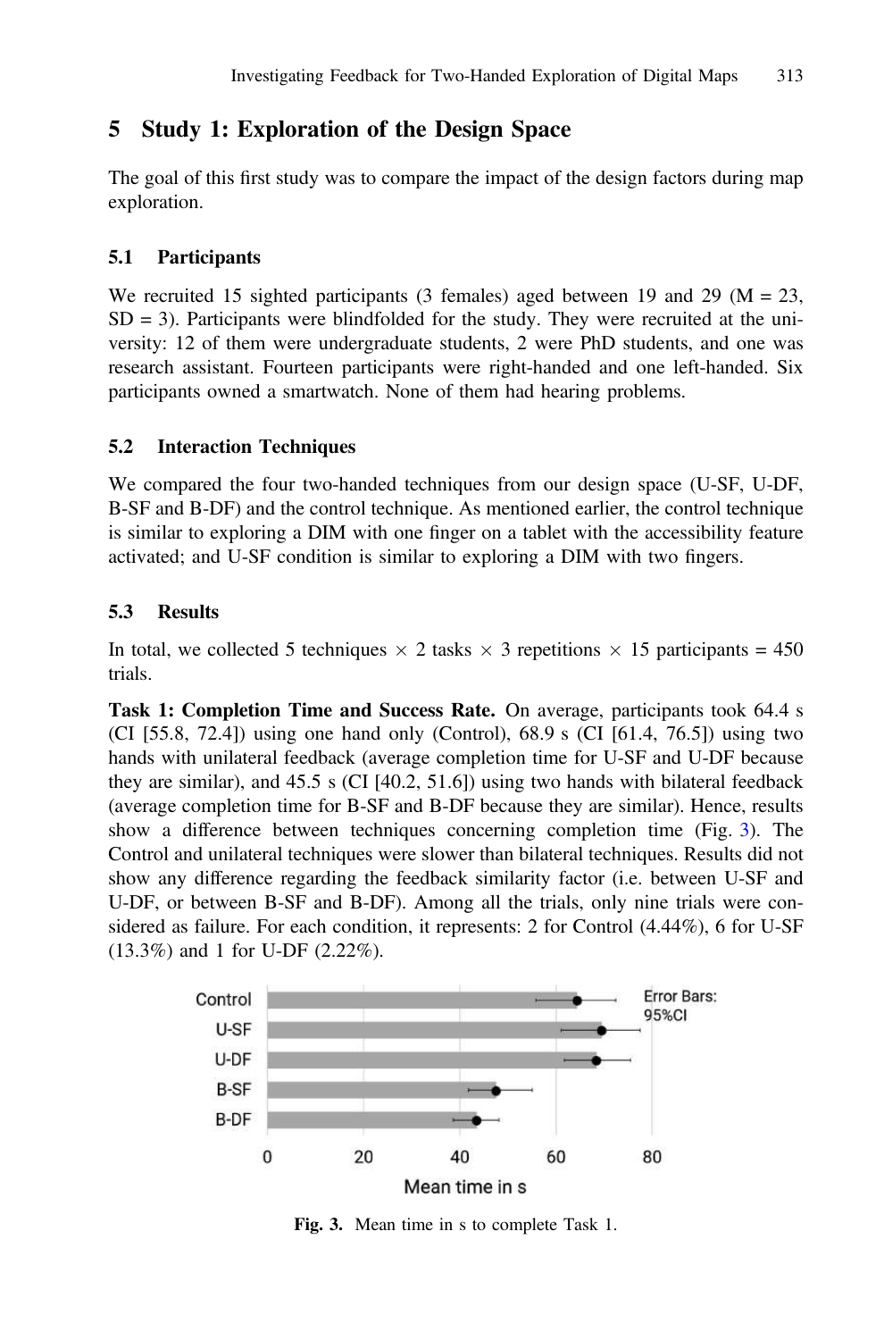## 5 Study 1: Exploration of the Design Space

The goal of this first study was to compare the impact of the design factors during map exploration.

### 5.1 Participants

We recruited 15 sighted participants (3 females) aged between 19 and 29 (M = 23, SD = 3). Participants were blindfolded for the study. They were recruited at the university: 12 of them were undergraduate students, 2 were PhD students, and one was research assistant. Fourteen participants were right-handed and one left-handed. Six participants owned a smartwatch. None of them had hearing problems.

### 5.2 Interaction Techniques

We compared the four two-handed techniques from our design space (U-SF, U-DF, B-SF and B-DF) and the control technique. As mentioned earlier, the control technique is similar to exploring a DIM with one finger on a tablet with the accessibility feature activated; and U-SF condition is similar to exploring a DIM with two fingers.

### 5.3 Results

In total, we collected 5 techniques × 2 tasks × 3 repetitions × 15 participants = 450 trials.

**Task 1: Completion Time and Success Rate.** On average, participants took 64.4 s (CI [55.8, 72.4]) using one hand only (Control), 68.9 s (CI [61.4, 76.5]) using two hands with unilateral feedback (average completion time for U-SF and U-DF because they are similar), and 45.5 s (CI [40.2, 51.6]) using two hands with bilateral feedback (average completion time for B-SF and B-DF because they are similar). Hence, results show a difference between techniques concerning completion time (Fig. 3). The Control and unilateral techniques were slower than bilateral techniques. Results did not show any difference regarding the feedback similarity factor (i.e. between U-SF and U-DF, or between B-SF and B-DF). Among all the trials, only nine trials were considered as failure. For each condition, it represents: 2 for Control (4.44%), 6 for U-SF (13.3%) and 1 for U-DF (2.22%).

**Fig. 3.** Mean time in s to complete Task 1.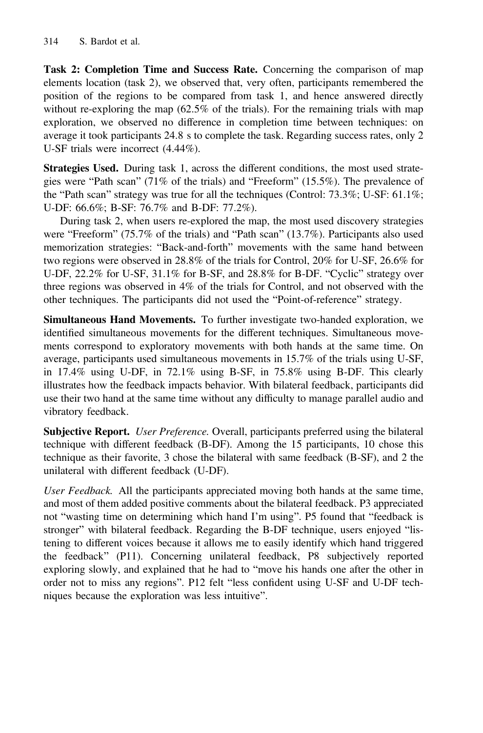**Task 2: Completion Time and Success Rate.** Concerning the comparison of map elements location (task 2), we observed that, very often, participants remembered the position of the regions to be compared from task 1, and hence answered directly without re-exploring the map (62.5% of the trials). For the remaining trials with map exploration, we observed no difference in completion time between techniques: on average it took participants 24.8 s to complete the task. Regarding success rates, only 2 U-SF trials were incorrect (4.44%).

**Strategies Used.** During task 1, across the different conditions, the most used strategies were "Path scan" (71% of the trials) and "Freeform" (15.5%). The prevalence of the "Path scan" strategy was true for all the techniques (Control: 73.3%; U-SF: 61.1%; U-DF: 66.6%; B-SF: 76.7% and B-DF: 77.2%).

During task 2, when users re-explored the map, the most used discovery strategies were "Freeform" (75.7% of the trials) and "Path scan" (13.7%). Participants also used memorization strategies: "Back-and-forth" movements with the same hand between two regions were observed in 28.8% of the trials for Control, 20% for U-SF, 26.6% for U-DF, 22.2% for U-SF, 31.1% for B-SF, and 28.8% for B-DF. "Cyclic" strategy over three regions was observed in 4% of the trials for Control, and not observed with the other techniques. The participants did not used the "Point-of-reference" strategy.

**Simultaneous Hand Movements.** To further investigate two-handed exploration, we identified simultaneous movements for the different techniques. Simultaneous movements correspond to exploratory movements with both hands at the same time. On average, participants used simultaneous movements in 15.7% of the trials using U-SF, in 17.4% using U-DF, in 72.1% using B-SF, in 75.8% using B-DF. This clearly illustrates how the feedback impacts behavior. With bilateral feedback, participants did use their two hand at the same time without any difficulty to manage parallel audio and vibratory feedback.

**Subjective Report.** *User Preference.* Overall, participants preferred using the bilateral technique with different feedback (B-DF). Among the 15 participants, 10 chose this technique as their favorite, 3 chose the bilateral with same feedback (B-SF), and 2 the unilateral with different feedback (U-DF).

*User Feedback.* All the participants appreciated moving both hands at the same time, and most of them added positive comments about the bilateral feedback. P3 appreciated not "wasting time on determining which hand I'm using". P5 found that "feedback is stronger" with bilateral feedback. Regarding the B-DF technique, users enjoyed "listening to different voices because it allows me to easily identify which hand triggered the feedback" (P11). Concerning unilateral feedback, P8 subjectively reported exploring slowly, and explained that he had to "move his hands one after the other in order not to miss any regions". P12 felt "less confident using U-SF and U-DF techniques because the exploration was less intuitive".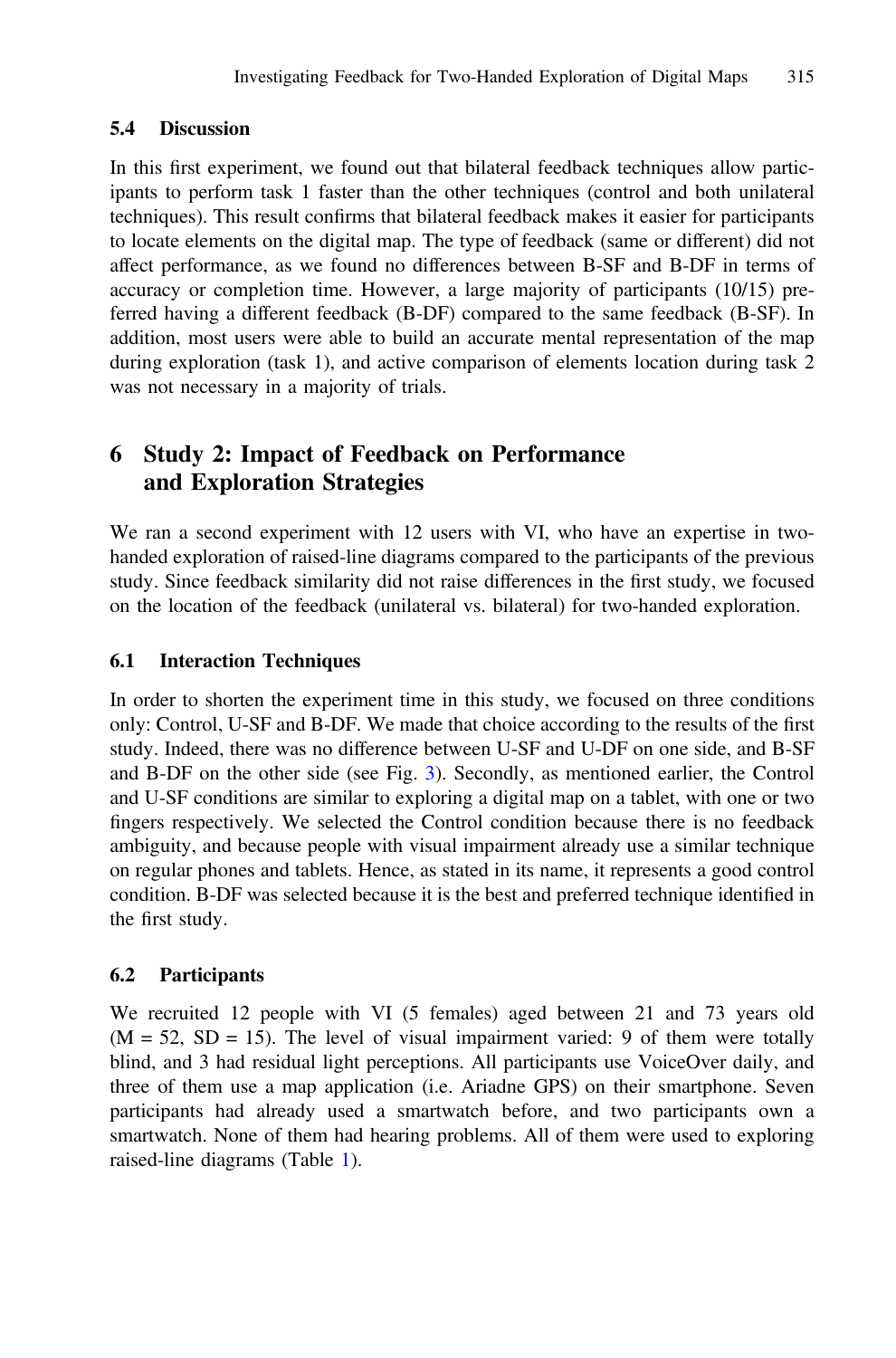### 5.4 Discussion

In this first experiment, we found out that bilateral feedback techniques allow participants to perform task 1 faster than the other techniques (control and both unilateral techniques). This result confirms that bilateral feedback makes it easier for participants to locate elements on the digital map. The type of feedback (same or different) did not affect performance, as we found no differences between B-SF and B-DF in terms of accuracy or completion time. However, a large majority of participants (10/15) preferred having a different feedback (B-DF) compared to the same feedback (B-SF). In addition, most users were able to build an accurate mental representation of the map during exploration (task 1), and active comparison of elements location during task 2 was not necessary in a majority of trials.

## 6 Study 2: Impact of Feedback on Performance and Exploration Strategies

We ran a second experiment with 12 users with VI, who have an expertise in two-handed exploration of raised-line diagrams compared to the participants of the previous study. Since feedback similarity did not raise differences in the first study, we focused on the location of the feedback (unilateral vs. bilateral) for two-handed exploration.

### 6.1 Interaction Techniques

In order to shorten the experiment time in this study, we focused on three conditions only: Control, U-SF and B-DF. We made that choice according to the results of the first study. Indeed, there was no difference between U-SF and U-DF on one side, and B-SF and B-DF on the other side (see Fig. 3). Secondly, as mentioned earlier, the Control and U-SF conditions are similar to exploring a digital map on a tablet, with one or two fingers respectively. We selected the Control condition because there is no feedback ambiguity, and because people with visual impairment already use a similar technique on regular phones and tablets. Hence, as stated in its name, it represents a good control condition. B-DF was selected because it is the best and preferred technique identified in the first study.

### 6.2 Participants

We recruited 12 people with VI (5 females) aged between 21 and 73 years old ($M = 52$, $SD = 15$). The level of visual impairment varied: 9 of them were totally blind, and 3 had residual light perceptions. All participants use VoiceOver daily, and three of them use a map application (i.e. Ariadne GPS) on their smartphone. Seven participants had already used a smartwatch before, and two participants own a smartwatch. None of them had hearing problems. All of them were used to exploring raised-line diagrams (Table 1).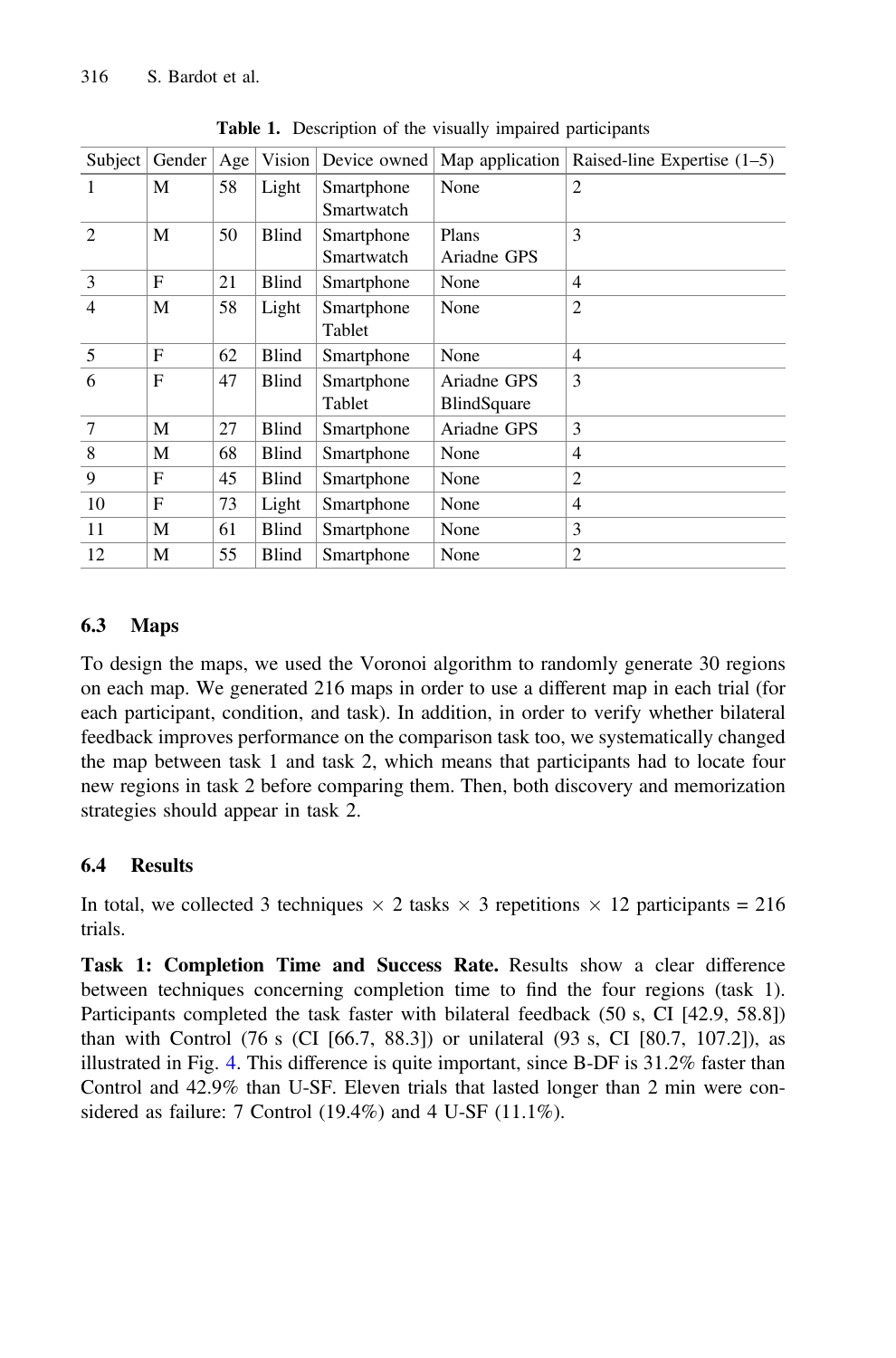**Table 1.** Description of the visually impaired participants

| Subject | Gender | Age | Vision | Device owned | Map application | Raised-line Expertise (1–5) |
|---|---|---|---|---|---|---|
| 1 | M | 58 | Light | Smartphone Smartwatch | None | 2 |
| 2 | M | 50 | Blind | Smartphone Smartwatch | Plans Ariadne GPS | 3 |
| 3 | F | 21 | Blind | Smartphone | None | 4 |
| 4 | M | 58 | Light | Smartphone Tablet | None | 2 |
| 5 | F | 62 | Blind | Smartphone | None | 4 |
| 6 | F | 47 | Blind | Smartphone Tablet | Ariadne GPS BlindSquare | 3 |
| 7 | M | 27 | Blind | Smartphone | Ariadne GPS | 3 |
| 8 | M | 68 | Blind | Smartphone | None | 4 |
| 9 | F | 45 | Blind | Smartphone | None | 2 |
| 10 | F | 73 | Light | Smartphone | None | 4 |
| 11 | M | 61 | Blind | Smartphone | None | 3 |
| 12 | M | 55 | Blind | Smartphone | None | 2 |

### 6.3 Maps

To design the maps, we used the Voronoi algorithm to randomly generate 30 regions on each map. We generated 216 maps in order to use a different map in each trial (for each participant, condition, and task). In addition, in order to verify whether bilateral feedback improves performance on the comparison task too, we systematically changed the map between task 1 and task 2, which means that participants had to locate four new regions in task 2 before comparing them. Then, both discovery and memorization strategies should appear in task 2.

### 6.4 Results

In total, we collected 3 techniques $\times$ 2 tasks $\times$ 3 repetitions $\times$ 12 participants = 216 trials.

**Task 1: Completion Time and Success Rate.** Results show a clear difference between techniques concerning completion time to find the four regions (task 1). Participants completed the task faster with bilateral feedback (50 s, CI [42.9, 58.8]) than with Control (76 s (CI [66.7, 88.3]) or unilateral (93 s, CI [80.7, 107.2]), as illustrated in Fig. 4. This difference is quite important, since B-DF is 31.2% faster than Control and 42.9% than U-SF. Eleven trials that lasted longer than 2 min were considered as failure: 7 Control (19.4%) and 4 U-SF (11.1%).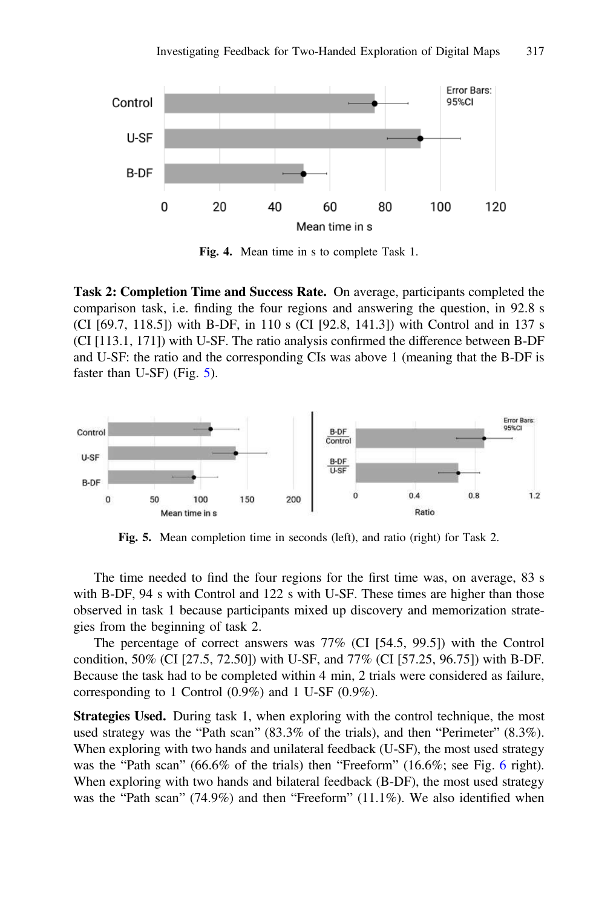Fig. 4. Mean time in s to complete Task 1.

**Task 2: Completion Time and Success Rate.** On average, participants completed the comparison task, i.e. finding the four regions and answering the question, in 92.8 s (CI [69.7, 118.5]) with B-DF, in 110 s (CI [92.8, 141.3]) with Control and in 137 s (CI [113.1, 171]) with U-SF. The ratio analysis confirmed the difference between B-DF and U-SF: the ratio and the corresponding CIs was above 1 (meaning that the B-DF is faster than U-SF) (Fig. 5).

Fig. 5. Mean completion time in seconds (left), and ratio (right) for Task 2.

The time needed to find the four regions for the first time was, on average, 83 s with B-DF, 94 s with Control and 122 s with U-SF. These times are higher than those observed in task 1 because participants mixed up discovery and memorization strategies from the beginning of task 2.

The percentage of correct answers was 77% (CI [54.5, 99.5]) with the Control condition, 50% (CI [27.5, 72.50]) with U-SF, and 77% (CI [57.25, 96.75]) with B-DF. Because the task had to be completed within 4 min, 2 trials were considered as failure, corresponding to 1 Control (0.9%) and 1 U-SF (0.9%).

**Strategies Used.** During task 1, when exploring with the control technique, the most used strategy was the "Path scan" (83.3% of the trials), and then "Perimeter" (8.3%). When exploring with two hands and unilateral feedback (U-SF), the most used strategy was the "Path scan" (66.6% of the trials) then "Freeform" (16.6%; see Fig. 6 right). When exploring with two hands and bilateral feedback (B-DF), the most used strategy was the "Path scan" (74.9%) and then "Freeform" (11.1%). We also identified when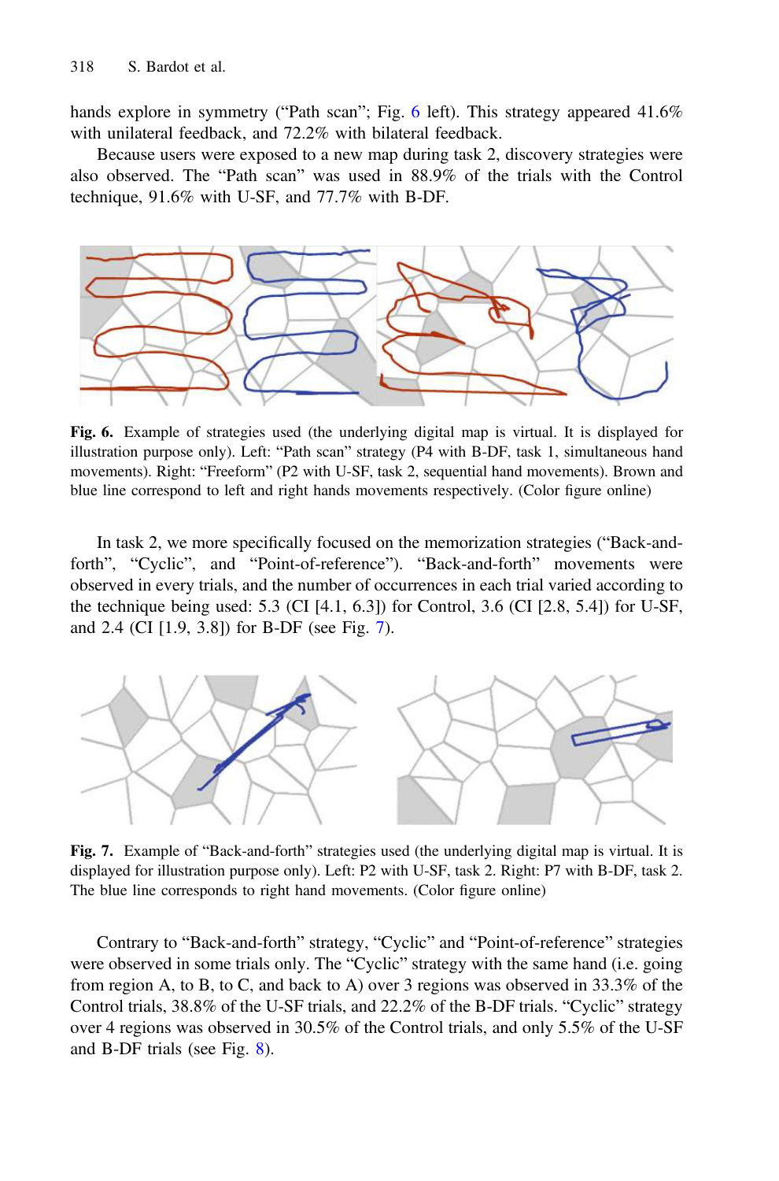hands explore in symmetry (“Path scan”; Fig. 6 left). This strategy appeared 41.6% with unilateral feedback, and 72.2% with bilateral feedback.

Because users were exposed to a new map during task 2, discovery strategies were also observed. The “Path scan” was used in 88.9% of the trials with the Control technique, 91.6% with U-SF, and 77.7% with B-DF.

**Fig. 6.** Example of strategies used (the underlying digital map is virtual. It is displayed for illustration purpose only). Left: “Path scan” strategy (P4 with B-DF, task 1, simultaneous hand movements). Right: “Freeform” (P2 with U-SF, task 2, sequential hand movements). Brown and blue line correspond to left and right hands movements respectively. (Color figure online)

In task 2, we more specifically focused on the memorization strategies (“Back-and-forth”, “Cyclic”, and “Point-of-reference”). “Back-and-forth” movements were observed in every trials, and the number of occurrences in each trial varied according to the technique being used: 5.3 (CI [4.1, 6.3]) for Control, 3.6 (CI [2.8, 5.4]) for U-SF, and 2.4 (CI [1.9, 3.8]) for B-DF (see Fig. 7).

**Fig. 7.** Example of “Back-and-forth” strategies used (the underlying digital map is virtual. It is displayed for illustration purpose only). Left: P2 with U-SF, task 2. Right: P7 with B-DF, task 2. The blue line corresponds to right hand movements. (Color figure online)

Contrary to “Back-and-forth” strategy, “Cyclic” and “Point-of-reference” strategies were observed in some trials only. The “Cyclic” strategy with the same hand (i.e. going from region A, to B, to C, and back to A) over 3 regions was observed in 33.3% of the Control trials, 38.8% of the U-SF trials, and 22.2% of the B-DF trials. “Cyclic” strategy over 4 regions was observed in 30.5% of the Control trials, and only 5.5% of the U-SF and B-DF trials (see Fig. 8).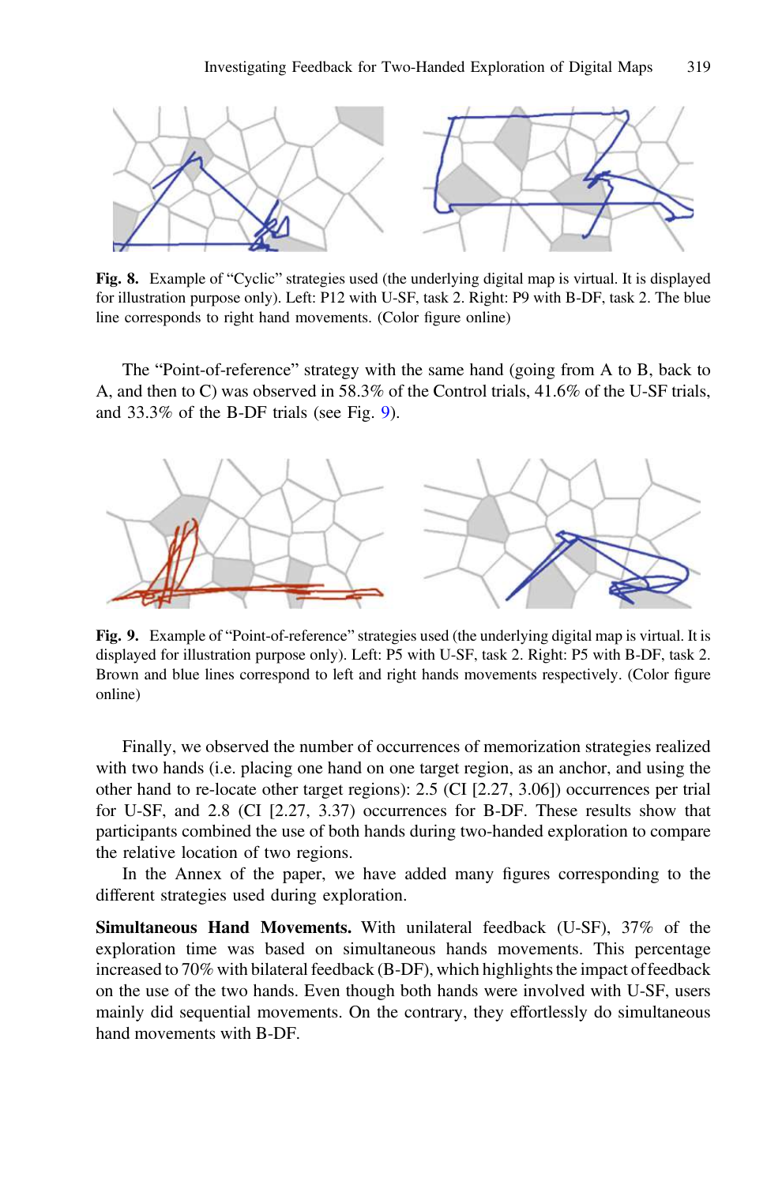**Fig. 8.** Example of "Cyclic" strategies used (the underlying digital map is virtual. It is displayed for illustration purpose only). Left: P12 with U-SF, task 2. Right: P9 with B-DF, task 2. The blue line corresponds to right hand movements. (Color figure online)

The "Point-of-reference" strategy with the same hand (going from A to B, back to A, and then to C) was observed in 58.3% of the Control trials, 41.6% of the U-SF trials, and 33.3% of the B-DF trials (see Fig. 9).

**Fig. 9.** Example of "Point-of-reference" strategies used (the underlying digital map is virtual. It is displayed for illustration purpose only). Left: P5 with U-SF, task 2. Right: P5 with B-DF, task 2. Brown and blue lines correspond to left and right hands movements respectively. (Color figure online)

Finally, we observed the number of occurrences of memorization strategies realized with two hands (i.e. placing one hand on one target region, as an anchor, and using the other hand to re-locate other target regions): 2.5 (CI [2.27, 3.06]) occurrences per trial for U-SF, and 2.8 (CI [2.27, 3.37) occurrences for B-DF. These results show that participants combined the use of both hands during two-handed exploration to compare the relative location of two regions.

In the Annex of the paper, we have added many figures corresponding to the different strategies used during exploration.

**Simultaneous Hand Movements.** With unilateral feedback (U-SF), 37% of the exploration time was based on simultaneous hands movements. This percentage increased to 70% with bilateral feedback (B-DF), which highlights the impact of feedback on the use of the two hands. Even though both hands were involved with U-SF, users mainly did sequential movements. On the contrary, they effortlessly do simultaneous hand movements with B-DF.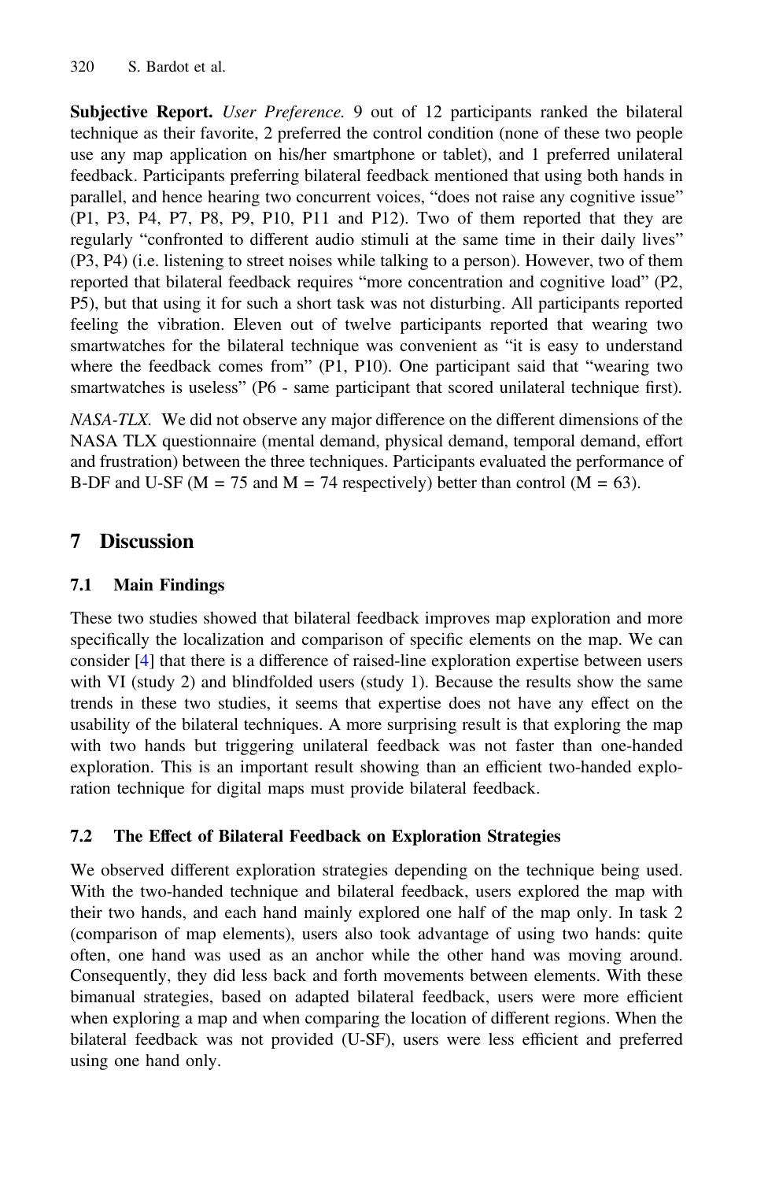**Subjective Report.** *User Preference.* 9 out of 12 participants ranked the bilateral technique as their favorite, 2 preferred the control condition (none of these two people use any map application on his/her smartphone or tablet), and 1 preferred unilateral feedback. Participants preferring bilateral feedback mentioned that using both hands in parallel, and hence hearing two concurrent voices, "does not raise any cognitive issue" (P1, P3, P4, P7, P8, P9, P10, P11 and P12). Two of them reported that they are regularly "confronted to different audio stimuli at the same time in their daily lives" (P3, P4) (i.e. listening to street noises while talking to a person). However, two of them reported that bilateral feedback requires "more concentration and cognitive load" (P2, P5), but that using it for such a short task was not disturbing. All participants reported feeling the vibration. Eleven out of twelve participants reported that wearing two smartwatches for the bilateral technique was convenient as "it is easy to understand where the feedback comes from" (P1, P10). One participant said that "wearing two smartwatches is useless" (P6 - same participant that scored unilateral technique first).

*NASA-TLX.* We did not observe any major difference on the different dimensions of the NASA TLX questionnaire (mental demand, physical demand, temporal demand, effort and frustration) between the three techniques. Participants evaluated the performance of B-DF and U-SF (M = 75 and M = 74 respectively) better than control (M = 63).

## 7 Discussion

### 7.1 Main Findings

These two studies showed that bilateral feedback improves map exploration and more specifically the localization and comparison of specific elements on the map. We can consider [4] that there is a difference of raised-line exploration expertise between users with VI (study 2) and blindfolded users (study 1). Because the results show the same trends in these two studies, it seems that expertise does not have any effect on the usability of the bilateral techniques. A more surprising result is that exploring the map with two hands but triggering unilateral feedback was not faster than one-handed exploration. This is an important result showing than an efficient two-handed exploration technique for digital maps must provide bilateral feedback.

### 7.2 The Effect of Bilateral Feedback on Exploration Strategies

We observed different exploration strategies depending on the technique being used. With the two-handed technique and bilateral feedback, users explored the map with their two hands, and each hand mainly explored one half of the map only. In task 2 (comparison of map elements), users also took advantage of using two hands: quite often, one hand was used as an anchor while the other hand was moving around. Consequently, they did less back and forth movements between elements. With these bimanual strategies, based on adapted bilateral feedback, users were more efficient when exploring a map and when comparing the location of different regions. When the bilateral feedback was not provided (U-SF), users were less efficient and preferred using one hand only.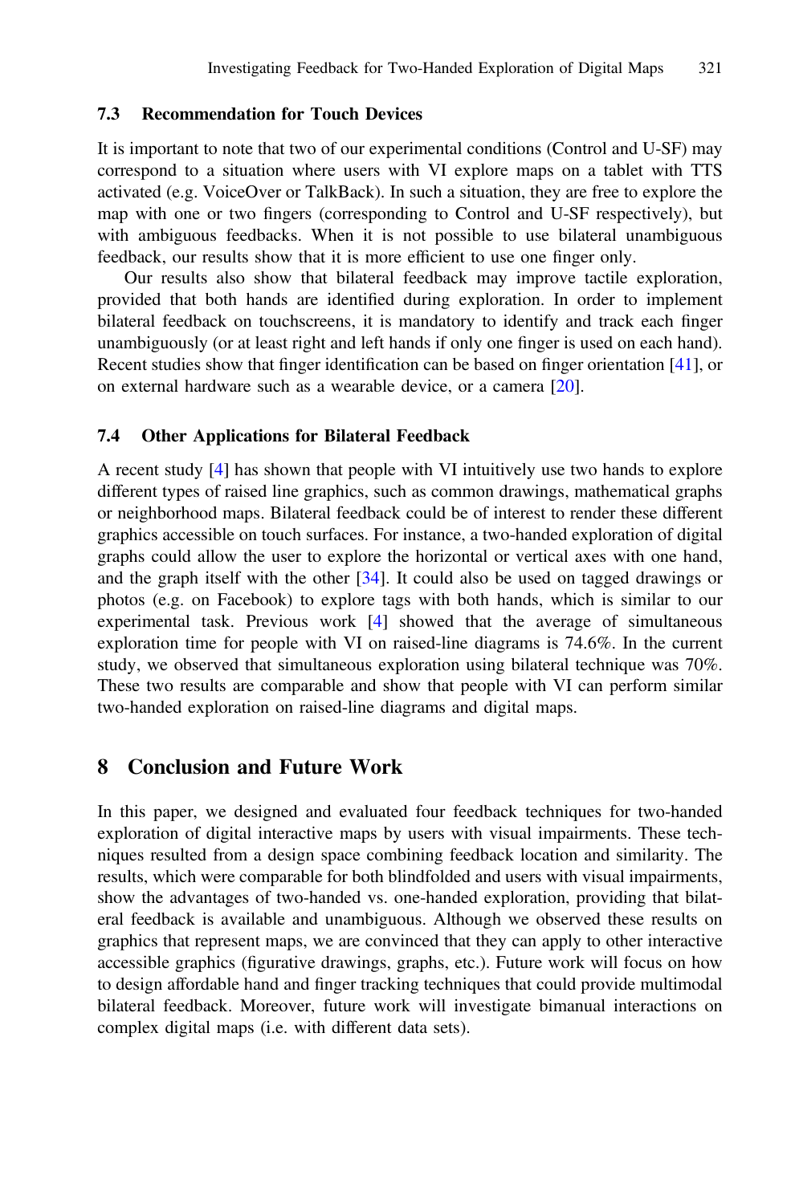### 7.3 Recommendation for Touch Devices

It is important to note that two of our experimental conditions (Control and U-SF) may correspond to a situation where users with VI explore maps on a tablet with TTS activated (e.g. VoiceOver or TalkBack). In such a situation, they are free to explore the map with one or two fingers (corresponding to Control and U-SF respectively), but with ambiguous feedbacks. When it is not possible to use bilateral unambiguous feedback, our results show that it is more efficient to use one finger only.

Our results also show that bilateral feedback may improve tactile exploration, provided that both hands are identified during exploration. In order to implement bilateral feedback on touchscreens, it is mandatory to identify and track each finger unambiguously (or at least right and left hands if only one finger is used on each hand). Recent studies show that finger identification can be based on finger orientation [41], or on external hardware such as a wearable device, or a camera [20].

### 7.4 Other Applications for Bilateral Feedback

A recent study [4] has shown that people with VI intuitively use two hands to explore different types of raised line graphics, such as common drawings, mathematical graphs or neighborhood maps. Bilateral feedback could be of interest to render these different graphics accessible on touch surfaces. For instance, a two-handed exploration of digital graphs could allow the user to explore the horizontal or vertical axes with one hand, and the graph itself with the other [34]. It could also be used on tagged drawings or photos (e.g. on Facebook) to explore tags with both hands, which is similar to our experimental task. Previous work [4] showed that the average of simultaneous exploration time for people with VI on raised-line diagrams is 74.6%. In the current study, we observed that simultaneous exploration using bilateral technique was 70%. These two results are comparable and show that people with VI can perform similar two-handed exploration on raised-line diagrams and digital maps.

## 8 Conclusion and Future Work

In this paper, we designed and evaluated four feedback techniques for two-handed exploration of digital interactive maps by users with visual impairments. These techniques resulted from a design space combining feedback location and similarity. The results, which were comparable for both blindfolded and users with visual impairments, show the advantages of two-handed vs. one-handed exploration, providing that bilateral feedback is available and unambiguous. Although we observed these results on graphics that represent maps, we are convinced that they can apply to other interactive accessible graphics (figurative drawings, graphs, etc.). Future work will focus on how to design affordable hand and finger tracking techniques that could provide multimodal bilateral feedback. Moreover, future work will investigate bimanual interactions on complex digital maps (i.e. with different data sets).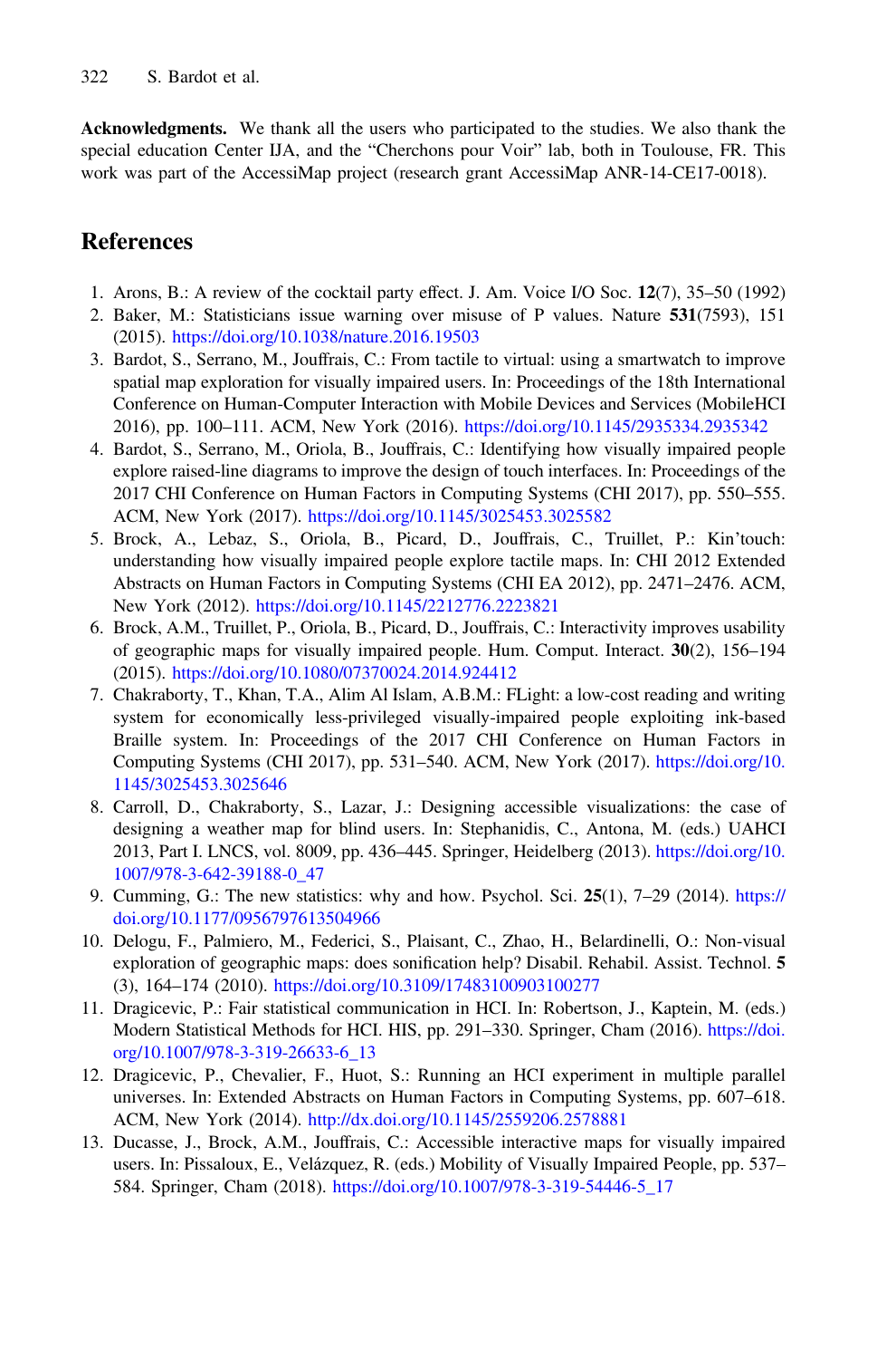**Acknowledgments.** We thank all the users who participated to the studies. We also thank the special education Center IJA, and the "Cherchons pour Voir" lab, both in Toulouse, FR. This work was part of the AccessiMap project (research grant AccessiMap ANR-14-CE17-0018).

## References

1. Arons, B.: A review of the cocktail party effect. J. Am. Voice I/O Soc. **12**(7), 35–50 (1992)
2. Baker, M.: Statisticians issue warning over misuse of P values. Nature **531**(7593), 151 (2015). https://doi.org/10.1038/nature.2016.19503
3. Bardot, S., Serrano, M., Jouffrais, C.: From tactile to virtual: using a smartwatch to improve spatial map exploration for visually impaired users. In: Proceedings of the 18th International Conference on Human-Computer Interaction with Mobile Devices and Services (MobileHCI 2016), pp. 100–111. ACM, New York (2016). https://doi.org/10.1145/2935334.2935342
4. Bardot, S., Serrano, M., Oriola, B., Jouffrais, C.: Identifying how visually impaired people explore raised-line diagrams to improve the design of touch interfaces. In: Proceedings of the 2017 CHI Conference on Human Factors in Computing Systems (CHI 2017), pp. 550–555. ACM, New York (2017). https://doi.org/10.1145/3025453.3025582
5. Brock, A., Lebaz, S., Oriola, B., Picard, D., Jouffrais, C., Truillet, P.: Kin'touch: understanding how visually impaired people explore tactile maps. In: CHI 2012 Extended Abstracts on Human Factors in Computing Systems (CHI EA 2012), pp. 2471–2476. ACM, New York (2012). https://doi.org/10.1145/2212776.2223821
6. Brock, A.M., Truillet, P., Oriola, B., Picard, D., Jouffrais, C.: Interactivity improves usability of geographic maps for visually impaired people. Hum. Comput. Interact. **30**(2), 156–194 (2015). https://doi.org/10.1080/07370024.2014.924412
7. Chakraborty, T., Khan, T.A., Alim Al Islam, A.B.M.: FLight: a low-cost reading and writing system for economically less-privileged visually-impaired people exploiting ink-based Braille system. In: Proceedings of the 2017 CHI Conference on Human Factors in Computing Systems (CHI 2017), pp. 531–540. ACM, New York (2017). https://doi.org/10.1145/3025453.3025646
8. Carroll, D., Chakraborty, S., Lazar, J.: Designing accessible visualizations: the case of designing a weather map for blind users. In: Stephanidis, C., Antona, M. (eds.) UAHCI 2013, Part I. LNCS, vol. 8009, pp. 436–445. Springer, Heidelberg (2013). https://doi.org/10.1007/978-3-642-39188-0_47
9. Cumming, G.: The new statistics: why and how. Psychol. Sci. **25**(1), 7–29 (2014). https://doi.org/10.1177/0956797613504966
10. Delogu, F., Palmiero, M., Federici, S., Plaisant, C., Zhao, H., Belardinelli, O.: Non-visual exploration of geographic maps: does sonification help? Disabil. Rehabil. Assist. Technol. **5** (3), 164–174 (2010). https://doi.org/10.3109/17483100903100277
11. Dragicevic, P.: Fair statistical communication in HCI. In: Robertson, J., Kaptein, M. (eds.) Modern Statistical Methods for HCI. HIS, pp. 291–330. Springer, Cham (2016). https://doi.org/10.1007/978-3-319-26633-6_13
12. Dragicevic, P., Chevalier, F., Huot, S.: Running an HCI experiment in multiple parallel universes. In: Extended Abstracts on Human Factors in Computing Systems, pp. 607–618. ACM, New York (2014). http://dx.doi.org/10.1145/2559206.2578881
13. Ducasse, J., Brock, A.M., Jouffrais, C.: Accessible interactive maps for visually impaired users. In: Pissaloux, E., Velázquez, R. (eds.) Mobility of Visually Impaired People, pp. 537–584. Springer, Cham (2018). https://doi.org/10.1007/978-3-319-54446-5_17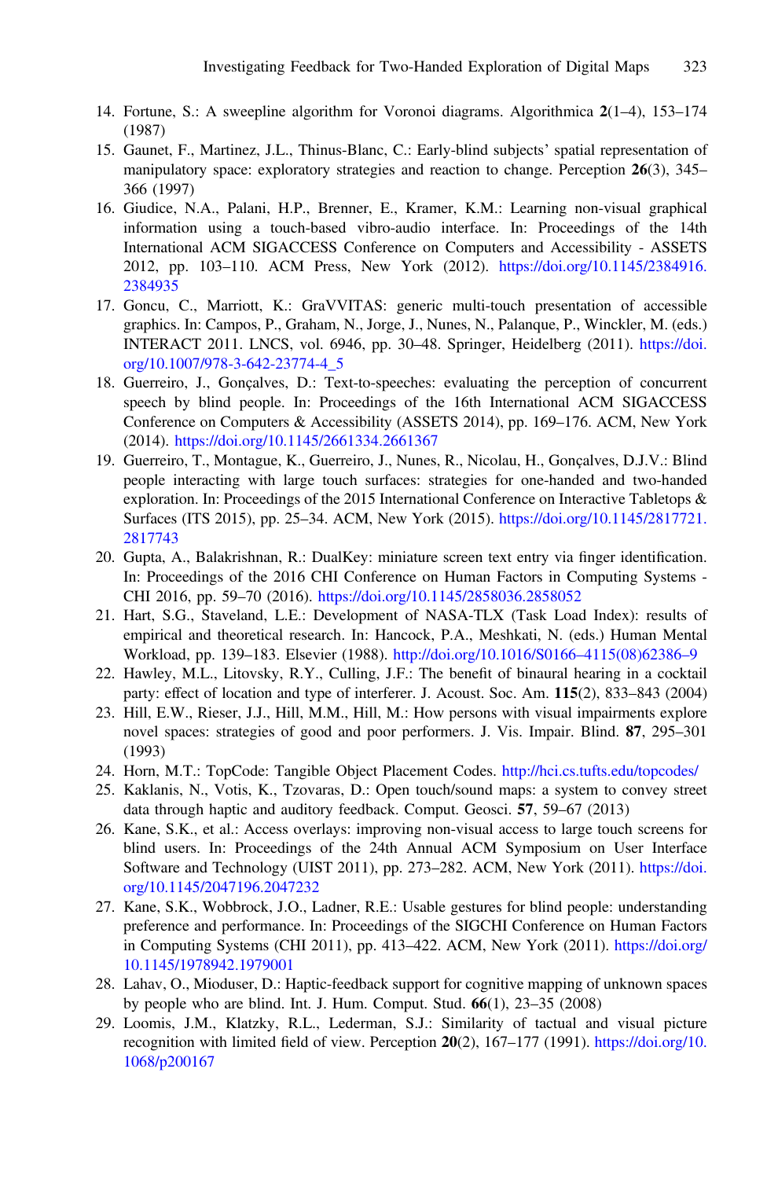14. Fortune, S.: A sweepline algorithm for Voronoi diagrams. Algorithmica **2**(1–4), 153–174 (1987)
15. Gaunet, F., Martinez, J.L., Thinus-Blanc, C.: Early-blind subjects' spatial representation of manipulatory space: exploratory strategies and reaction to change. Perception **26**(3), 345–366 (1997)
16. Giudice, N.A., Palani, H.P., Brenner, E., Kramer, K.M.: Learning non-visual graphical information using a touch-based vibro-audio interface. In: Proceedings of the 14th International ACM SIGACCESS Conference on Computers and Accessibility - ASSETS 2012, pp. 103–110. ACM Press, New York (2012). https://doi.org/10.1145/2384916.2384935
17. Goncu, C., Marriott, K.: GraVVITAS: generic multi-touch presentation of accessible graphics. In: Campos, P., Graham, N., Jorge, J., Nunes, N., Palanque, P., Winckler, M. (eds.) INTERACT 2011. LNCS, vol. 6946, pp. 30–48. Springer, Heidelberg (2011). https://doi.org/10.1007/978-3-642-23774-4_5
18. Guerreiro, J., Gonçalves, D.: Text-to-speeches: evaluating the perception of concurrent speech by blind people. In: Proceedings of the 16th International ACM SIGACCESS Conference on Computers & Accessibility (ASSETS 2014), pp. 169–176. ACM, New York (2014). https://doi.org/10.1145/2661334.2661367
19. Guerreiro, T., Montague, K., Guerreiro, J., Nunes, R., Nicolau, H., Gonçalves, D.J.V.: Blind people interacting with large touch surfaces: strategies for one-handed and two-handed exploration. In: Proceedings of the 2015 International Conference on Interactive Tabletops & Surfaces (ITS 2015), pp. 25–34. ACM, New York (2015). https://doi.org/10.1145/2817721.2817743
20. Gupta, A., Balakrishnan, R.: DualKey: miniature screen text entry via finger identification. In: Proceedings of the 2016 CHI Conference on Human Factors in Computing Systems - CHI 2016, pp. 59–70 (2016). https://doi.org/10.1145/2858036.2858052
21. Hart, S.G., Staveland, L.E.: Development of NASA-TLX (Task Load Index): results of empirical and theoretical research. In: Hancock, P.A., Meshkati, N. (eds.) Human Mental Workload, pp. 139–183. Elsevier (1988). http://doi.org/10.1016/S0166–4115(08)62386–9
22. Hawley, M.L., Litovsky, R.Y., Culling, J.F.: The benefit of binaural hearing in a cocktail party: effect of location and type of interferer. J. Acoust. Soc. Am. **115**(2), 833–843 (2004)
23. Hill, E.W., Rieser, J.J., Hill, M.M., Hill, M.: How persons with visual impairments explore novel spaces: strategies of good and poor performers. J. Vis. Impair. Blind. **87**, 295–301 (1993)
24. Horn, M.T.: TopCode: Tangible Object Placement Codes. http://hci.cs.tufts.edu/topcodes/
25. Kaklanis, N., Votis, K., Tzovaras, D.: Open touch/sound maps: a system to convey street data through haptic and auditory feedback. Comput. Geosci. **57**, 59–67 (2013)
26. Kane, S.K., et al.: Access overlays: improving non-visual access to large touch screens for blind users. In: Proceedings of the 24th Annual ACM Symposium on User Interface Software and Technology (UIST 2011), pp. 273–282. ACM, New York (2011). https://doi.org/10.1145/2047196.2047232
27. Kane, S.K., Wobbrock, J.O., Ladner, R.E.: Usable gestures for blind people: understanding preference and performance. In: Proceedings of the SIGCHI Conference on Human Factors in Computing Systems (CHI 2011), pp. 413–422. ACM, New York (2011). https://doi.org/10.1145/1978942.1979001
28. Lahav, O., Mioduser, D.: Haptic-feedback support for cognitive mapping of unknown spaces by people who are blind. Int. J. Hum. Comput. Stud. **66**(1), 23–35 (2008)
29. Loomis, J.M., Klatzky, R.L., Lederman, S.J.: Similarity of tactual and visual picture recognition with limited field of view. Perception **20**(2), 167–177 (1991). https://doi.org/10.1068/p200167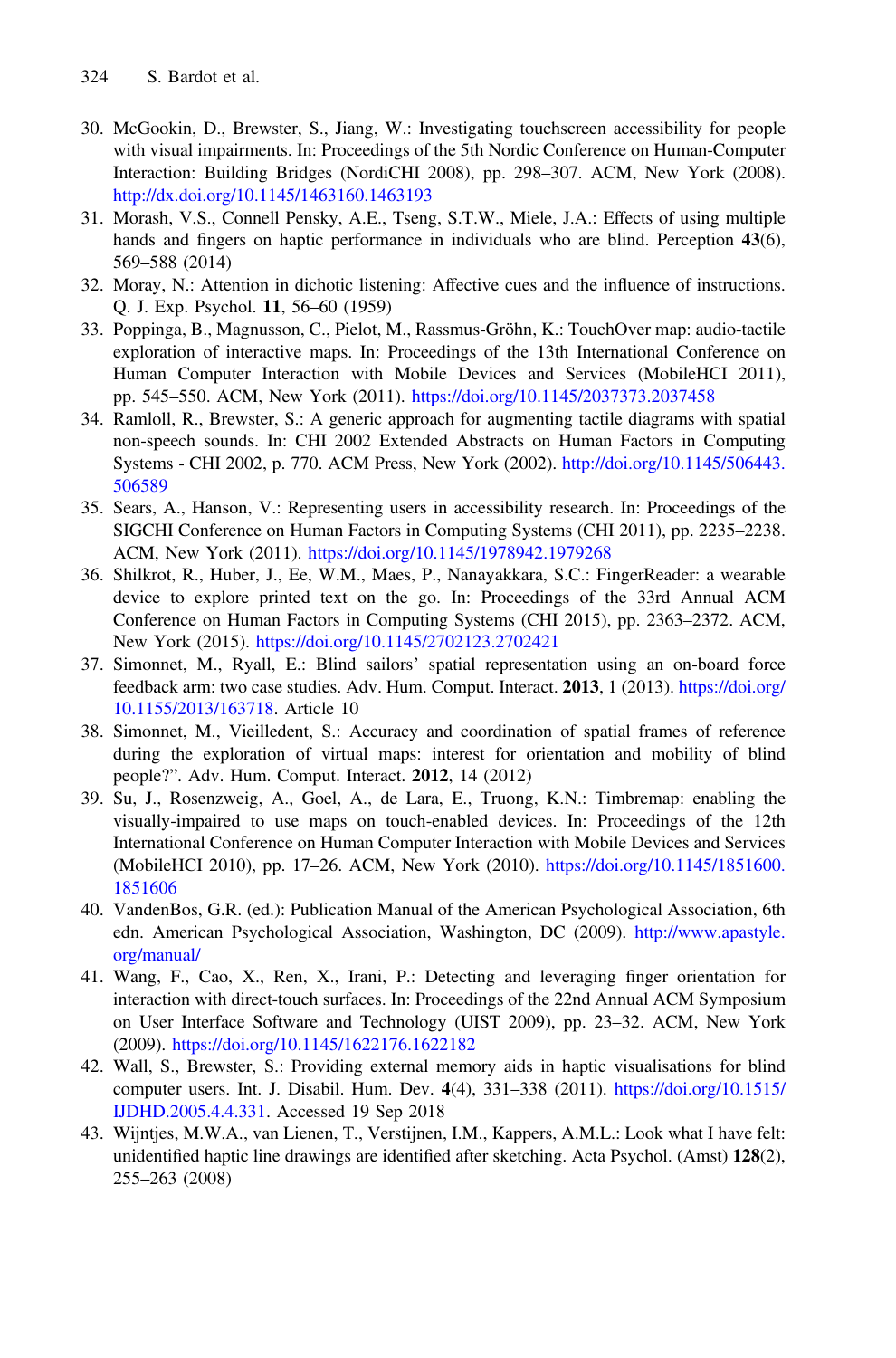30. McGookin, D., Brewster, S., Jiang, W.: Investigating touchscreen accessibility for people with visual impairments. In: Proceedings of the 5th Nordic Conference on Human-Computer Interaction: Building Bridges (NordiCHI 2008), pp. 298–307. ACM, New York (2008). http://dx.doi.org/10.1145/1463160.1463193
31. Morash, V.S., Connell Pensky, A.E., Tseng, S.T.W., Miele, J.A.: Effects of using multiple hands and fingers on haptic performance in individuals who are blind. Perception **43**(6), 569–588 (2014)
32. Moray, N.: Attention in dichotic listening: Affective cues and the influence of instructions. Q. J. Exp. Psychol. **11**, 56–60 (1959)
33. Poppinga, B., Magnusson, C., Pielot, M., Rassmus-Gröhn, K.: TouchOver map: audio-tactile exploration of interactive maps. In: Proceedings of the 13th International Conference on Human Computer Interaction with Mobile Devices and Services (MobileHCI 2011), pp. 545–550. ACM, New York (2011). https://doi.org/10.1145/2037373.2037458
34. Ramloll, R., Brewster, S.: A generic approach for augmenting tactile diagrams with spatial non-speech sounds. In: CHI 2002 Extended Abstracts on Human Factors in Computing Systems - CHI 2002, p. 770. ACM Press, New York (2002). http://doi.org/10.1145/506443.506589
35. Sears, A., Hanson, V.: Representing users in accessibility research. In: Proceedings of the SIGCHI Conference on Human Factors in Computing Systems (CHI 2011), pp. 2235–2238. ACM, New York (2011). https://doi.org/10.1145/1978942.1979268
36. Shilkrot, R., Huber, J., Ee, W.M., Maes, P., Nanayakkara, S.C.: FingerReader: a wearable device to explore printed text on the go. In: Proceedings of the 33rd Annual ACM Conference on Human Factors in Computing Systems (CHI 2015), pp. 2363–2372. ACM, New York (2015). https://doi.org/10.1145/2702123.2702421
37. Simonnet, M., Ryall, E.: Blind sailors' spatial representation using an on-board force feedback arm: two case studies. Adv. Hum. Comput. Interact. **2013**, 1 (2013). https://doi.org/10.1155/2013/163718. Article 10
38. Simonnet, M., Vieilledent, S.: Accuracy and coordination of spatial frames of reference during the exploration of virtual maps: interest for orientation and mobility of blind people?". Adv. Hum. Comput. Interact. **2012**, 14 (2012)
39. Su, J., Rosenzweig, A., Goel, A., de Lara, E., Truong, K.N.: Timbremap: enabling the visually-impaired to use maps on touch-enabled devices. In: Proceedings of the 12th International Conference on Human Computer Interaction with Mobile Devices and Services (MobileHCI 2010), pp. 17–26. ACM, New York (2010). https://doi.org/10.1145/1851600.1851606
40. VandenBos, G.R. (ed.): Publication Manual of the American Psychological Association, 6th edn. American Psychological Association, Washington, DC (2009). http://www.apastyle.org/manual/
41. Wang, F., Cao, X., Ren, X., Irani, P.: Detecting and leveraging finger orientation for interaction with direct-touch surfaces. In: Proceedings of the 22nd Annual ACM Symposium on User Interface Software and Technology (UIST 2009), pp. 23–32. ACM, New York (2009). https://doi.org/10.1145/1622176.1622182
42. Wall, S., Brewster, S.: Providing external memory aids in haptic visualisations for blind computer users. Int. J. Disabil. Hum. Dev. **4**(4), 331–338 (2011). https://doi.org/10.1515/IJDHD.2005.4.4.331. Accessed 19 Sep 2018
43. Wijntjes, M.W.A., van Lienen, T., Verstijnen, I.M., Kappers, A.M.L.: Look what I have felt: unidentified haptic line drawings are identified after sketching. Acta Psychol. (Amst) **128**(2), 255–263 (2008)